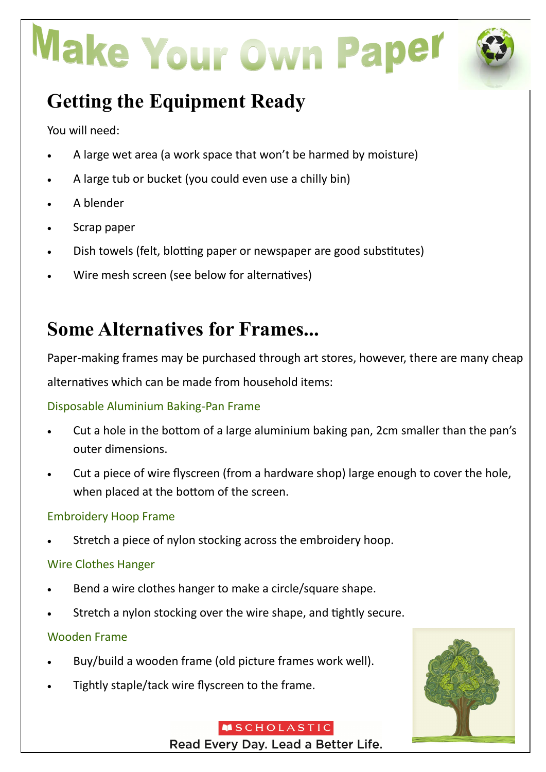# Make Your Own Paper

## Getting the Equipment Ready

You will need:

- A large wet area (a work space that won't be harmed by moisture)
- A large tub or bucket (you could even use a chilly bin)
- A blender
- Scrap paper
- Dish towels (felt, blotting paper or newspaper are good substitutes)
- Wire mesh screen (see below for alternatives)

## Some Alternatives for Frames...

Paper-making frames may be purchased through art stores, however, there are many cheap alternatives which can be made from household items:

### Disposable Aluminium Baking-Pan Frame

- Cut a hole in the bottom of a large aluminium baking pan, 2cm smaller than the pan's outer dimensions.
- Cut a piece of wire flyscreen (from a hardware shop) large enough to cover the hole, when placed at the bottom of the screen.

### Embroidery Hoop Frame

- Stretch a piece of nylon stocking across the embroidery hoop.

### Wire Clothes Hanger

- Bend a wire clothes hanger to make a circle/square shape.
- Stretch a nylon stocking over the wire shape, and tightly secure.

### Wooden Frame

- Buy/build a wooden frame (old picture frames work well).
- Tightly staple/tack wire flyscreen to the frame.

SCHOLASTIC
Read Every Day. Lead a Better Life.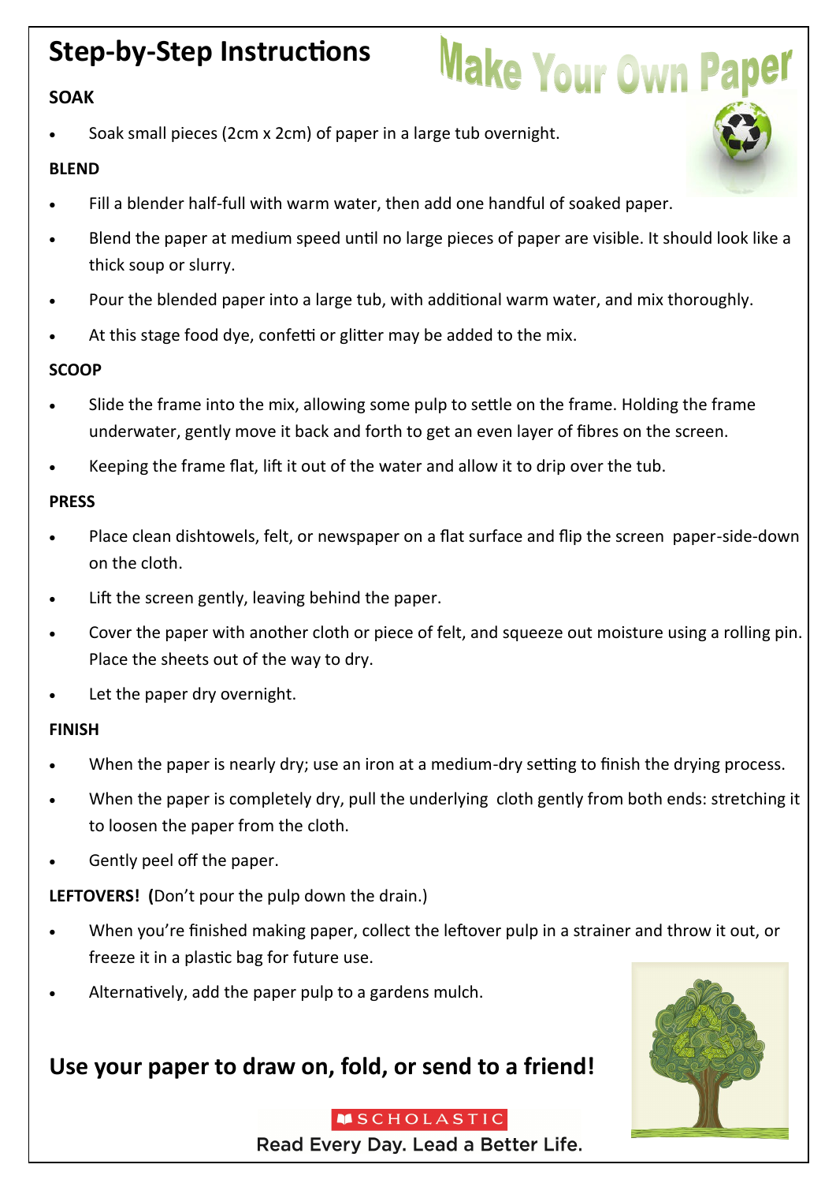# Step-by-Step Instructions

## Make Your Own Paper

**SOAK**

- Soak small pieces (2cm x 2cm) of paper in a large tub overnight.

**BLEND**

- Fill a blender half-full with warm water, then add one handful of soaked paper.
- Blend the paper at medium speed until no large pieces of paper are visible. It should look like a thick soup or slurry.
- Pour the blended paper into a large tub, with additional warm water, and mix thoroughly.
- At this stage food dye, confetti or glitter may be added to the mix.

**SCOOP**

- Slide the frame into the mix, allowing some pulp to settle on the frame. Holding the frame underwater, gently move it back and forth to get an even layer of fibres on the screen.
- Keeping the frame flat, lift it out of the water and allow it to drip over the tub.

**PRESS**

- Place clean dishtowels, felt, or newspaper on a flat surface and flip the screen paper-side-down on the cloth.
- Lift the screen gently, leaving behind the paper.
- Cover the paper with another cloth or piece of felt, and squeeze out moisture using a rolling pin. Place the sheets out of the way to dry.
- Let the paper dry overnight.

**FINISH**

- When the paper is nearly dry; use an iron at a medium-dry setting to finish the drying process.
- When the paper is completely dry, pull the underlying cloth gently from both ends: stretching it to loosen the paper from the cloth.
- Gently peel off the paper.

**LEFTOVERS! (**Don't pour the pulp down the drain.)

- When you're finished making paper, collect the leftover pulp in a strainer and throw it out, or freeze it in a plastic bag for future use.
- Alternatively, add the paper pulp to a gardens mulch.

## Use your paper to draw on, fold, or send to a friend!

SCHOLASTIC

Read Every Day. Lead a Better Life.